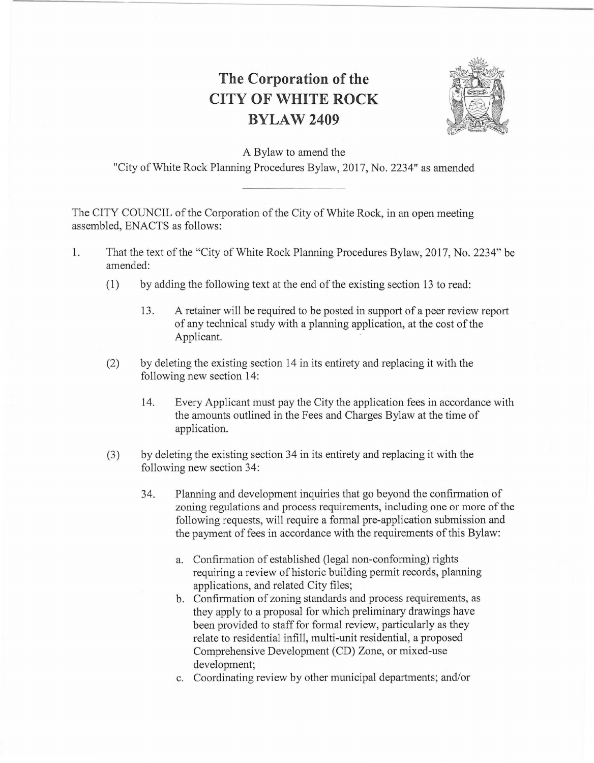# The Corporation of the CITY OF WHITE ROCK BYLAW 2409

A Bylaw to amend the
"City of White Rock Planning Procedures Bylaw, 2017, No. 2234" as amended

---

The CITY COUNCIL of the Corporation of the City of White Rock, in an open meeting assembled, ENACTS as follows:

1. That the text of the "City of White Rock Planning Procedures Bylaw, 2017, No. 2234" be amended:

   (1) by adding the following text at the end of the existing section 13 to read:

      13. A retainer will be required to be posted in support of a peer review report of any technical study with a planning application, at the cost of the Applicant.

   (2) by deleting the existing section 14 in its entirety and replacing it with the following new section 14:

      14. Every Applicant must pay the City the application fees in accordance with the amounts outlined in the Fees and Charges Bylaw at the time of application.

   (3) by deleting the existing section 34 in its entirety and replacing it with the following new section 34:

      34. Planning and development inquiries that go beyond the confirmation of zoning regulations and process requirements, including one or more of the following requests, will require a formal pre-application submission and the payment of fees in accordance with the requirements of this Bylaw:

         a. Confirmation of established (legal non-conforming) rights requiring a review of historic building permit records, planning applications, and related City files;
         b. Confirmation of zoning standards and process requirements, as they apply to a proposal for which preliminary drawings have been provided to staff for formal review, particularly as they relate to residential infill, multi-unit residential, a proposed Comprehensive Development (CD) Zone, or mixed-use development;
         c. Coordinating review by other municipal departments; and/or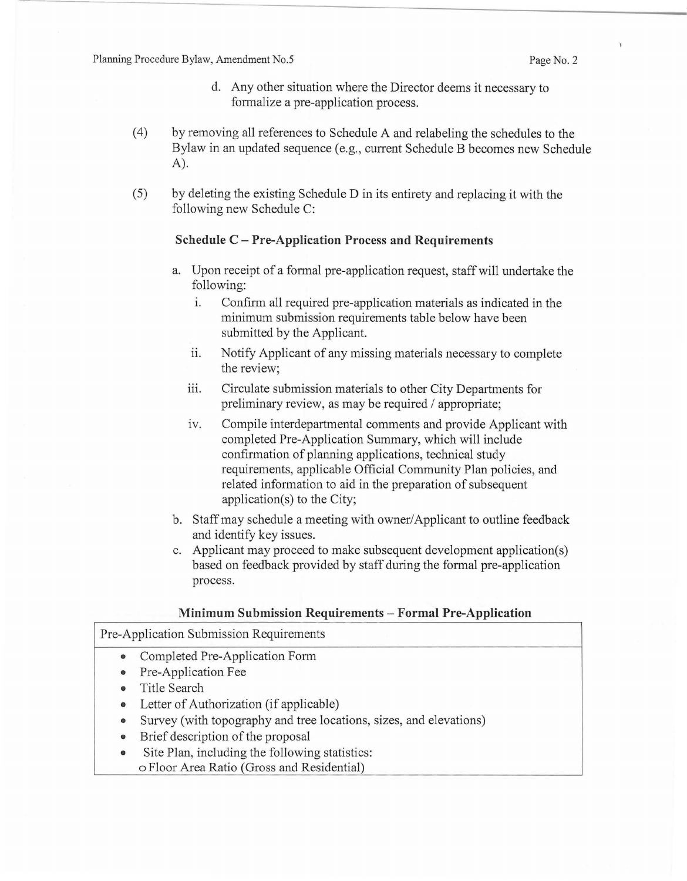d. Any other situation where the Director deems it necessary to formalize a pre-application process.

(4) by removing all references to Schedule A and relabeling the schedules to the Bylaw in an updated sequence (e.g., current Schedule B becomes new Schedule A).

(5) by deleting the existing Schedule D in its entirety and replacing it with the following new Schedule C:

### Schedule C – Pre-Application Process and Requirements

a. Upon receipt of a formal pre-application request, staff will undertake the following:
   i. Confirm all required pre-application materials as indicated in the minimum submission requirements table below have been submitted by the Applicant.
   ii. Notify Applicant of any missing materials necessary to complete the review;
   iii. Circulate submission materials to other City Departments for preliminary review, as may be required / appropriate;
   iv. Compile interdepartmental comments and provide Applicant with completed Pre-Application Summary, which will include confirmation of planning applications, technical study requirements, applicable Official Community Plan policies, and related information to aid in the preparation of subsequent application(s) to the City;

b. Staff may schedule a meeting with owner/Applicant to outline feedback and identify key issues.

c. Applicant may proceed to make subsequent development application(s) based on feedback provided by staff during the formal pre-application process.

**Minimum Submission Requirements – Formal Pre-Application**

| Pre-Application Submission Requirements |
| --- |
| • Completed Pre-Application Form<br>• Pre-Application Fee<br>• Title Search<br>• Letter of Authorization (if applicable)<br>• Survey (with topography and tree locations, sizes, and elevations)<br>• Brief description of the proposal<br>• Site Plan, including the following statistics:<br>o Floor Area Ratio (Gross and Residential) |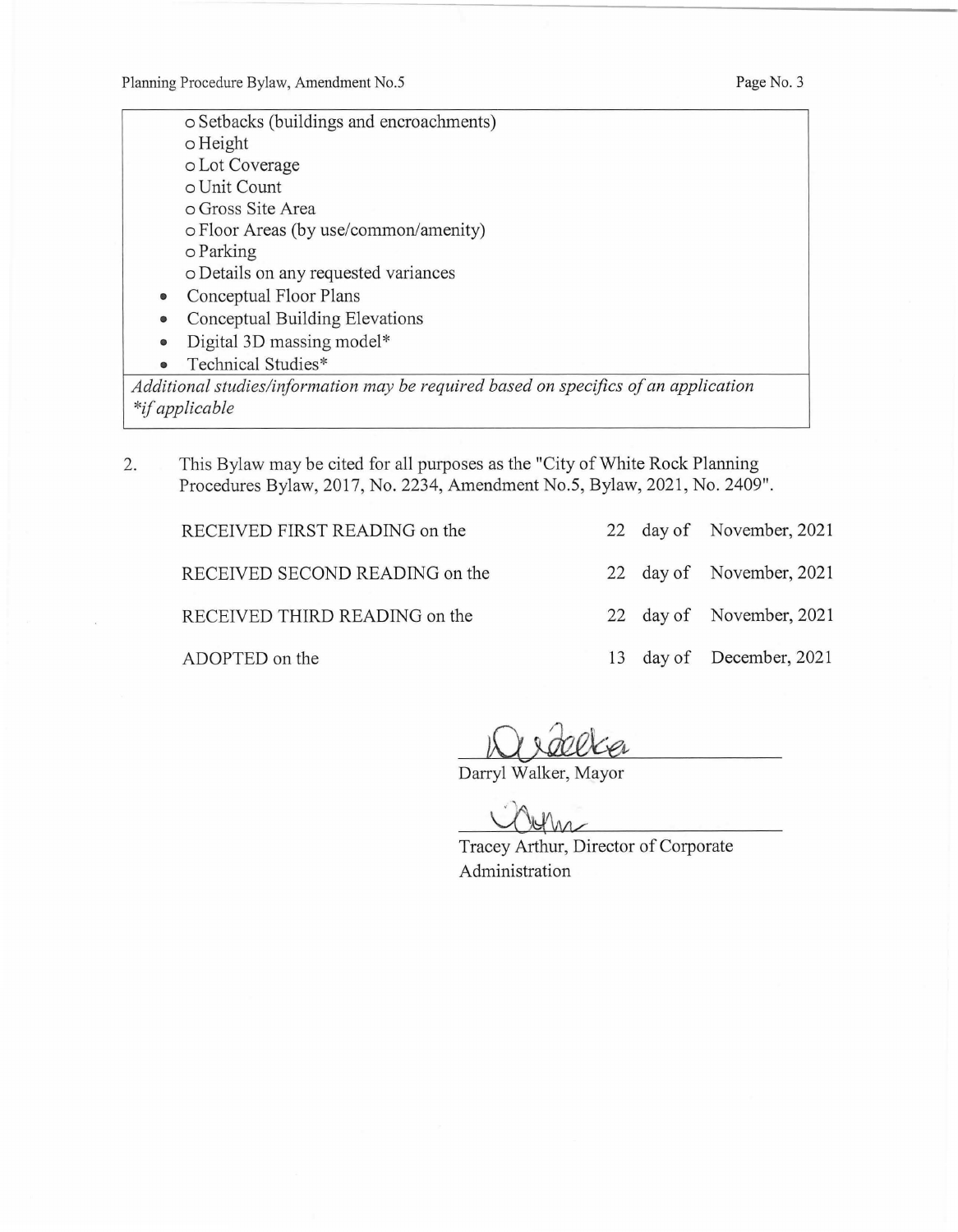- Setbacks (buildings and encroachments)
  - Height
  - Lot Coverage
  - Unit Count
  - Gross Site Area
  - Floor Areas (by use/common/amenity)
  - Parking
  - Details on any requested variances
- Conceptual Floor Plans
- Conceptual Building Elevations
- Digital 3D massing model*
- Technical Studies*

*Additional studies/information may be required based on specifics of an application*
*\*if applicable*

2. This Bylaw may be cited for all purposes as the "City of White Rock Planning Procedures Bylaw, 2017, No. 2234, Amendment No.5, Bylaw, 2021, No. 2409".

| | |
|---|---|
| RECEIVED FIRST READING on the | 22 day of November, 2021 |
| RECEIVED SECOND READING on the | 22 day of November, 2021 |
| RECEIVED THIRD READING on the | 22 day of November, 2021 |
| ADOPTED on the | 13 day of December, 2021 |

Darryl Walker, Mayor

Tracey Arthur, Director of Corporate Administration